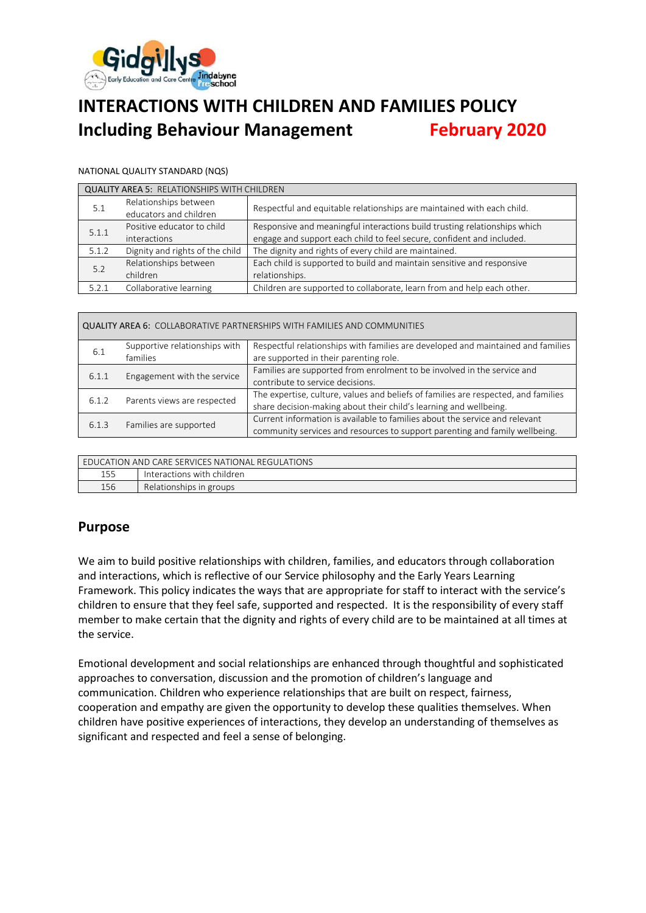# INTERACTIONS WITH CHILDREN AND FAMILIES POLICY
## Including Behaviour Management February 2020

NATIONAL QUALITY STANDARD (NQS)

| QUALITY AREA 5: RELATIONSHIPS WITH CHILDREN | | |
|---|---|---|
| 5.1 | Relationships between educators and children | Respectful and equitable relationships are maintained with each child. |
| 5.1.1 | Positive educator to child interactions | Responsive and meaningful interactions build trusting relationships which engage and support each child to feel secure, confident and included. |
| 5.1.2 | Dignity and rights of the child | The dignity and rights of every child are maintained. |
| 5.2 | Relationships between children | Each child is supported to build and maintain sensitive and responsive relationships. |
| 5.2.1 | Collaborative learning | Children are supported to collaborate, learn from and help each other. |

| QUALITY AREA 6: COLLABORATIVE PARTNERSHIPS WITH FAMILIES AND COMMUNITIES | | |
|---|---|---|
| 6.1 | Supportive relationships with families | Respectful relationships with families are developed and maintained and families are supported in their parenting role. |
| 6.1.1 | Engagement with the service | Families are supported from enrolment to be involved in the service and contribute to service decisions. |
| 6.1.2 | Parents views are respected | The expertise, culture, values and beliefs of families are respected, and families share decision-making about their child's learning and wellbeing. |
| 6.1.3 | Families are supported | Current information is available to families about the service and relevant community services and resources to support parenting and family wellbeing. |

| EDUCATION AND CARE SERVICES NATIONAL REGULATIONS | |
|---|---|
| 155 | Interactions with children |
| 156 | Relationships in groups |

## Purpose

We aim to build positive relationships with children, families, and educators through collaboration and interactions, which is reflective of our Service philosophy and the Early Years Learning Framework. This policy indicates the ways that are appropriate for staff to interact with the service's children to ensure that they feel safe, supported and respected. It is the responsibility of every staff member to make certain that the dignity and rights of every child are to be maintained at all times at the service.

Emotional development and social relationships are enhanced through thoughtful and sophisticated approaches to conversation, discussion and the promotion of children's language and communication. Children who experience relationships that are built on respect, fairness, cooperation and empathy are given the opportunity to develop these qualities themselves. When children have positive experiences of interactions, they develop an understanding of themselves as significant and respected and feel a sense of belonging.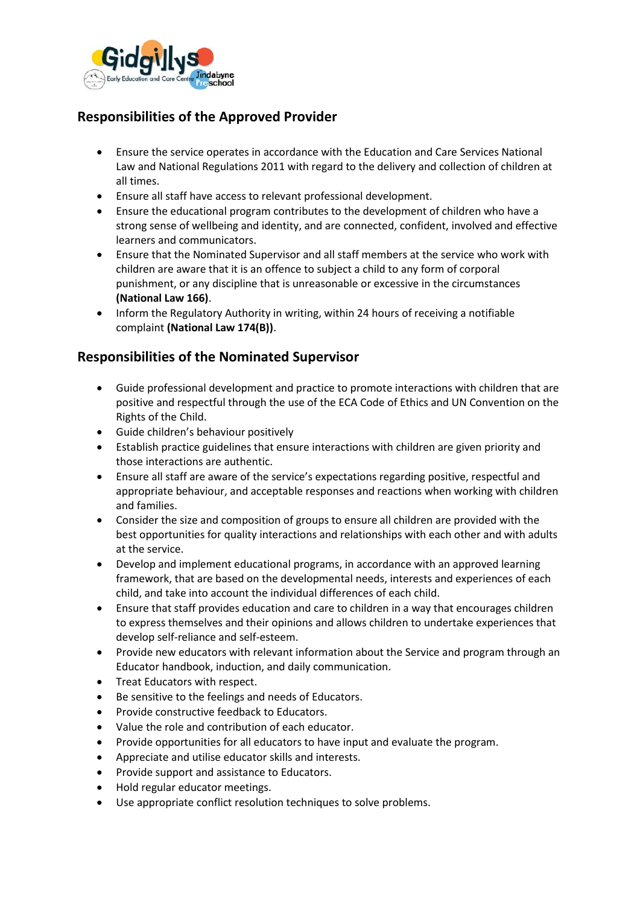## Responsibilities of the Approved Provider

- Ensure the service operates in accordance with the Education and Care Services National Law and National Regulations 2011 with regard to the delivery and collection of children at all times.
- Ensure all staff have access to relevant professional development.
- Ensure the educational program contributes to the development of children who have a strong sense of wellbeing and identity, and are connected, confident, involved and effective learners and communicators.
- Ensure that the Nominated Supervisor and all staff members at the service who work with children are aware that it is an offence to subject a child to any form of corporal punishment, or any discipline that is unreasonable or excessive in the circumstances **(National Law 166)**.
- Inform the Regulatory Authority in writing, within 24 hours of receiving a notifiable complaint **(National Law 174(B))**.

## Responsibilities of the Nominated Supervisor

- Guide professional development and practice to promote interactions with children that are positive and respectful through the use of the ECA Code of Ethics and UN Convention on the Rights of the Child.
- Guide children's behaviour positively
- Establish practice guidelines that ensure interactions with children are given priority and those interactions are authentic.
- Ensure all staff are aware of the service's expectations regarding positive, respectful and appropriate behaviour, and acceptable responses and reactions when working with children and families.
- Consider the size and composition of groups to ensure all children are provided with the best opportunities for quality interactions and relationships with each other and with adults at the service.
- Develop and implement educational programs, in accordance with an approved learning framework, that are based on the developmental needs, interests and experiences of each child, and take into account the individual differences of each child.
- Ensure that staff provides education and care to children in a way that encourages children to express themselves and their opinions and allows children to undertake experiences that develop self-reliance and self-esteem.
- Provide new educators with relevant information about the Service and program through an Educator handbook, induction, and daily communication.
- Treat Educators with respect.
- Be sensitive to the feelings and needs of Educators.
- Provide constructive feedback to Educators.
- Value the role and contribution of each educator.
- Provide opportunities for all educators to have input and evaluate the program.
- Appreciate and utilise educator skills and interests.
- Provide support and assistance to Educators.
- Hold regular educator meetings.
- Use appropriate conflict resolution techniques to solve problems.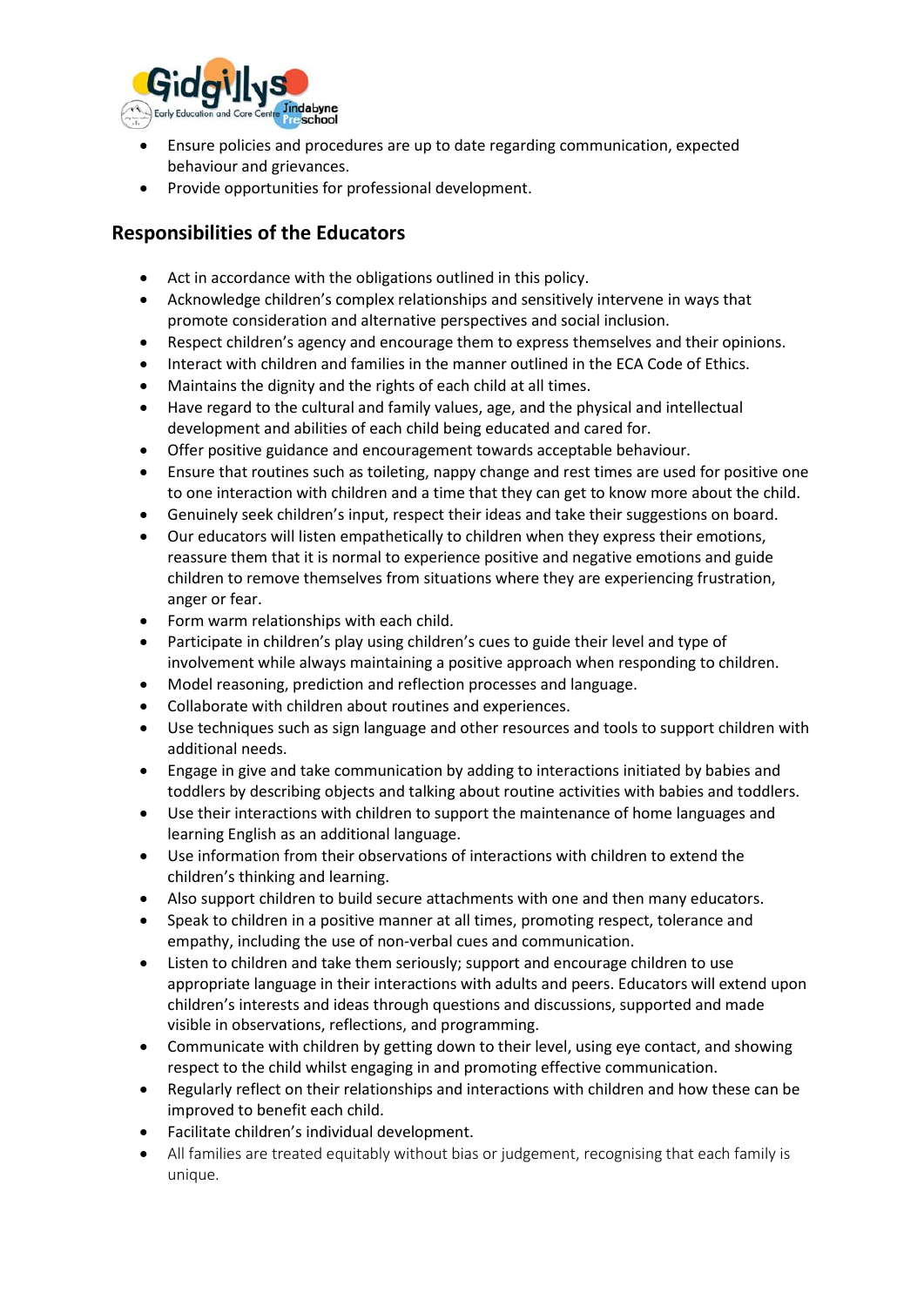- Ensure policies and procedures are up to date regarding communication, expected behaviour and grievances.
- Provide opportunities for professional development.

## Responsibilities of the Educators

- Act in accordance with the obligations outlined in this policy.
- Acknowledge children's complex relationships and sensitively intervene in ways that promote consideration and alternative perspectives and social inclusion.
- Respect children's agency and encourage them to express themselves and their opinions.
- Interact with children and families in the manner outlined in the ECA Code of Ethics.
- Maintains the dignity and the rights of each child at all times.
- Have regard to the cultural and family values, age, and the physical and intellectual development and abilities of each child being educated and cared for.
- Offer positive guidance and encouragement towards acceptable behaviour.
- Ensure that routines such as toileting, nappy change and rest times are used for positive one to one interaction with children and a time that they can get to know more about the child.
- Genuinely seek children's input, respect their ideas and take their suggestions on board.
- Our educators will listen empathetically to children when they express their emotions, reassure them that it is normal to experience positive and negative emotions and guide children to remove themselves from situations where they are experiencing frustration, anger or fear.
- Form warm relationships with each child.
- Participate in children's play using children's cues to guide their level and type of involvement while always maintaining a positive approach when responding to children.
- Model reasoning, prediction and reflection processes and language.
- Collaborate with children about routines and experiences.
- Use techniques such as sign language and other resources and tools to support children with additional needs.
- Engage in give and take communication by adding to interactions initiated by babies and toddlers by describing objects and talking about routine activities with babies and toddlers.
- Use their interactions with children to support the maintenance of home languages and learning English as an additional language.
- Use information from their observations of interactions with children to extend the children's thinking and learning.
- Also support children to build secure attachments with one and then many educators.
- Speak to children in a positive manner at all times, promoting respect, tolerance and empathy, including the use of non-verbal cues and communication.
- Listen to children and take them seriously; support and encourage children to use appropriate language in their interactions with adults and peers. Educators will extend upon children's interests and ideas through questions and discussions, supported and made visible in observations, reflections, and programming.
- Communicate with children by getting down to their level, using eye contact, and showing respect to the child whilst engaging in and promoting effective communication.
- Regularly reflect on their relationships and interactions with children and how these can be improved to benefit each child.
- Facilitate children's individual development.
- All families are treated equitably without bias or judgement, recognising that each family is unique.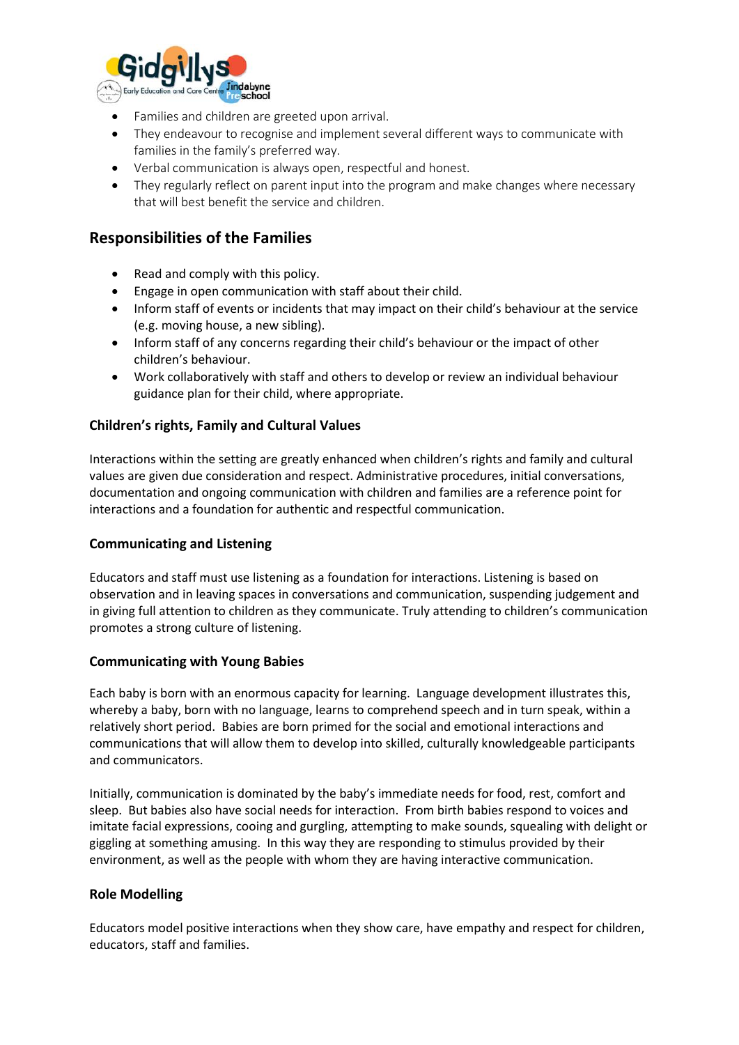- Families and children are greeted upon arrival.
- They endeavour to recognise and implement several different ways to communicate with families in the family's preferred way.
- Verbal communication is always open, respectful and honest.
- They regularly reflect on parent input into the program and make changes where necessary that will best benefit the service and children.

## Responsibilities of the Families

- Read and comply with this policy.
- Engage in open communication with staff about their child.
- Inform staff of events or incidents that may impact on their child's behaviour at the service (e.g. moving house, a new sibling).
- Inform staff of any concerns regarding their child's behaviour or the impact of other children's behaviour.
- Work collaboratively with staff and others to develop or review an individual behaviour guidance plan for their child, where appropriate.

### Children's rights, Family and Cultural Values

Interactions within the setting are greatly enhanced when children's rights and family and cultural values are given due consideration and respect. Administrative procedures, initial conversations, documentation and ongoing communication with children and families are a reference point for interactions and a foundation for authentic and respectful communication.

### Communicating and Listening

Educators and staff must use listening as a foundation for interactions. Listening is based on observation and in leaving spaces in conversations and communication, suspending judgement and in giving full attention to children as they communicate. Truly attending to children's communication promotes a strong culture of listening.

### Communicating with Young Babies

Each baby is born with an enormous capacity for learning. Language development illustrates this, whereby a baby, born with no language, learns to comprehend speech and in turn speak, within a relatively short period. Babies are born primed for the social and emotional interactions and communications that will allow them to develop into skilled, culturally knowledgeable participants and communicators.

Initially, communication is dominated by the baby's immediate needs for food, rest, comfort and sleep. But babies also have social needs for interaction. From birth babies respond to voices and imitate facial expressions, cooing and gurgling, attempting to make sounds, squealing with delight or giggling at something amusing. In this way they are responding to stimulus provided by their environment, as well as the people with whom they are having interactive communication.

### Role Modelling

Educators model positive interactions when they show care, have empathy and respect for children, educators, staff and families.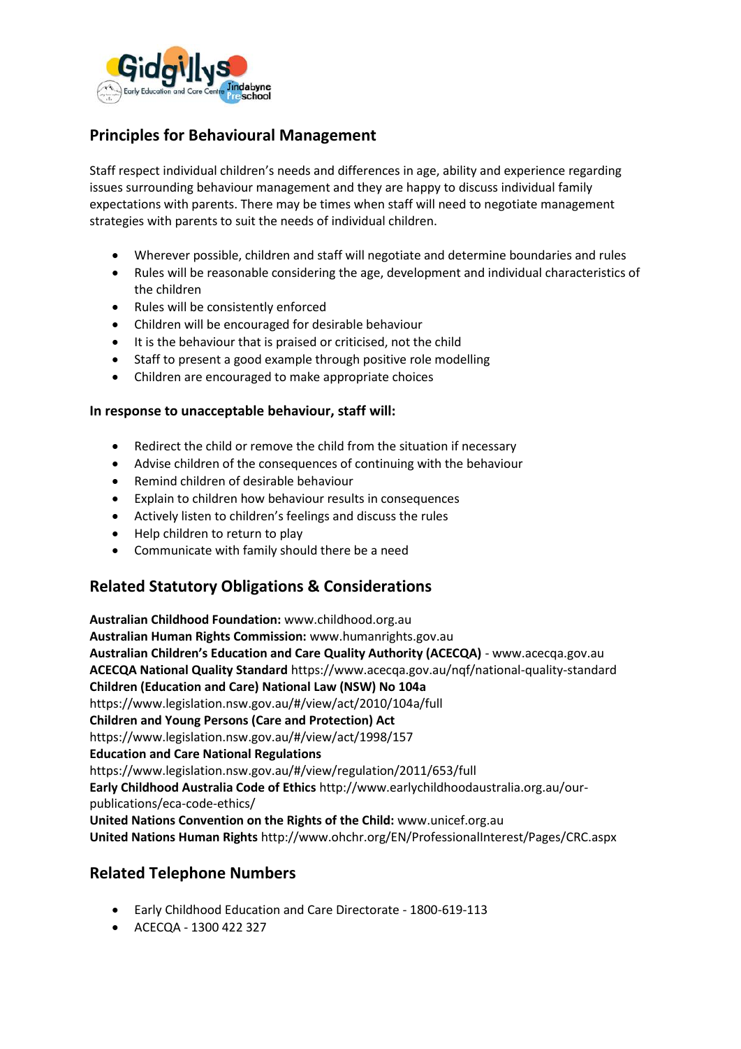## Principles for Behavioural Management

Staff respect individual children's needs and differences in age, ability and experience regarding issues surrounding behaviour management and they are happy to discuss individual family expectations with parents. There may be times when staff will need to negotiate management strategies with parents to suit the needs of individual children.

- Wherever possible, children and staff will negotiate and determine boundaries and rules
- Rules will be reasonable considering the age, development and individual characteristics of the children
- Rules will be consistently enforced
- Children will be encouraged for desirable behaviour
- It is the behaviour that is praised or criticised, not the child
- Staff to present a good example through positive role modelling
- Children are encouraged to make appropriate choices

**In response to unacceptable behaviour, staff will:**

- Redirect the child or remove the child from the situation if necessary
- Advise children of the consequences of continuing with the behaviour
- Remind children of desirable behaviour
- Explain to children how behaviour results in consequences
- Actively listen to children's feelings and discuss the rules
- Help children to return to play
- Communicate with family should there be a need

## Related Statutory Obligations & Considerations

**Australian Childhood Foundation:** www.childhood.org.au
**Australian Human Rights Commission:** www.humanrights.gov.au
**Australian Children's Education and Care Quality Authority (ACECQA)** - www.acecqa.gov.au
**ACECQA National Quality Standard** https://www.acecqa.gov.au/nqf/national-quality-standard
**Children (Education and Care) National Law (NSW) No 104a**
https://www.legislation.nsw.gov.au/#/view/act/2010/104a/full
**Children and Young Persons (Care and Protection) Act**
https://www.legislation.nsw.gov.au/#/view/act/1998/157
**Education and Care National Regulations**
https://www.legislation.nsw.gov.au/#/view/regulation/2011/653/full
**Early Childhood Australia Code of Ethics** http://www.earlychildhoodaustralia.org.au/our-publications/eca-code-ethics/
**United Nations Convention on the Rights of the Child:** www.unicef.org.au
**United Nations Human Rights** http://www.ohchr.org/EN/ProfessionalInterest/Pages/CRC.aspx

## Related Telephone Numbers

- Early Childhood Education and Care Directorate - 1800-619-113
- ACECQA - 1300 422 327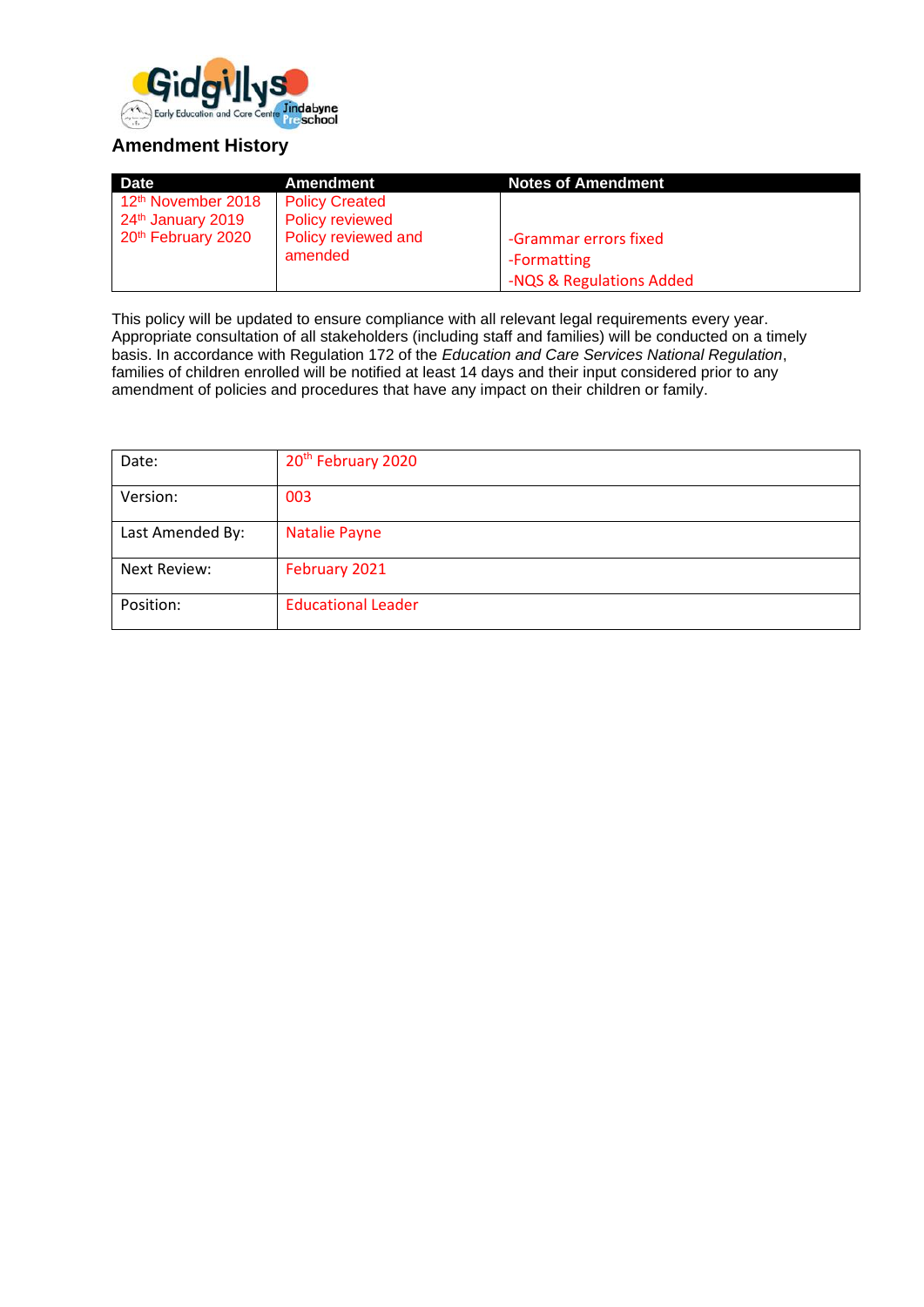## Amendment History

| Date | Amendment | Notes of Amendment |
|---|---|---|
| 12th November 2018<br>24th January 2019<br>20th February 2020 | Policy Created<br>Policy reviewed<br>Policy reviewed and amended | -Grammar errors fixed<br>-Formatting<br>-NQS & Regulations Added |

This policy will be updated to ensure compliance with all relevant legal requirements every year. Appropriate consultation of all stakeholders (including staff and families) will be conducted on a timely basis. In accordance with Regulation 172 of the *Education and Care Services National Regulation*, families of children enrolled will be notified at least 14 days and their input considered prior to any amendment of policies and procedures that have any impact on their children or family.

| | |
|---|---|
| Date: | 20th February 2020 |
| Version: | 003 |
| Last Amended By: | Natalie Payne |
| Next Review: | February 2021 |
| Position: | Educational Leader |